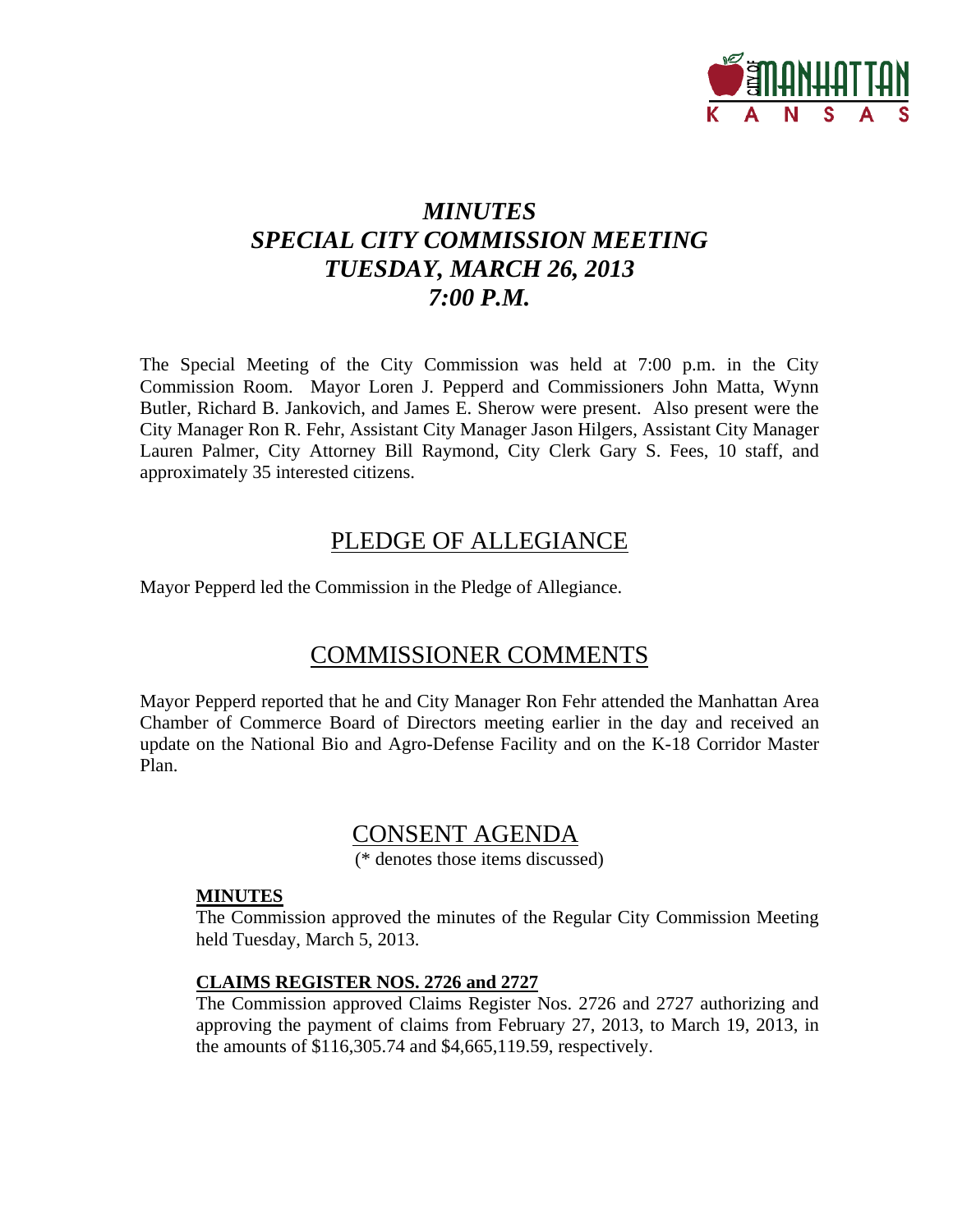# *MINUTES*
# *SPECIAL CITY COMMISSION MEETING*
# *TUESDAY, MARCH 26, 2013*
# *7:00 P.M.*

The Special Meeting of the City Commission was held at 7:00 p.m. in the City Commission Room. Mayor Loren J. Pepperd and Commissioners John Matta, Wynn Butler, Richard B. Jankovich, and James E. Sherow were present. Also present were the City Manager Ron R. Fehr, Assistant City Manager Jason Hilgers, Assistant City Manager Lauren Palmer, City Attorney Bill Raymond, City Clerk Gary S. Fees, 10 staff, and approximately 35 interested citizens.

## PLEDGE OF ALLEGIANCE

Mayor Pepperd led the Commission in the Pledge of Allegiance.

## COMMISSIONER COMMENTS

Mayor Pepperd reported that he and City Manager Ron Fehr attended the Manhattan Area Chamber of Commerce Board of Directors meeting earlier in the day and received an update on the National Bio and Agro-Defense Facility and on the K-18 Corridor Master Plan.

## CONSENT AGENDA

(* denotes those items discussed)

**MINUTES**

The Commission approved the minutes of the Regular City Commission Meeting held Tuesday, March 5, 2013.

**CLAIMS REGISTER NOS. 2726 and 2727**

The Commission approved Claims Register Nos. 2726 and 2727 authorizing and approving the payment of claims from February 27, 2013, to March 19, 2013, in the amounts of $116,305.74 and $4,665,119.59, respectively.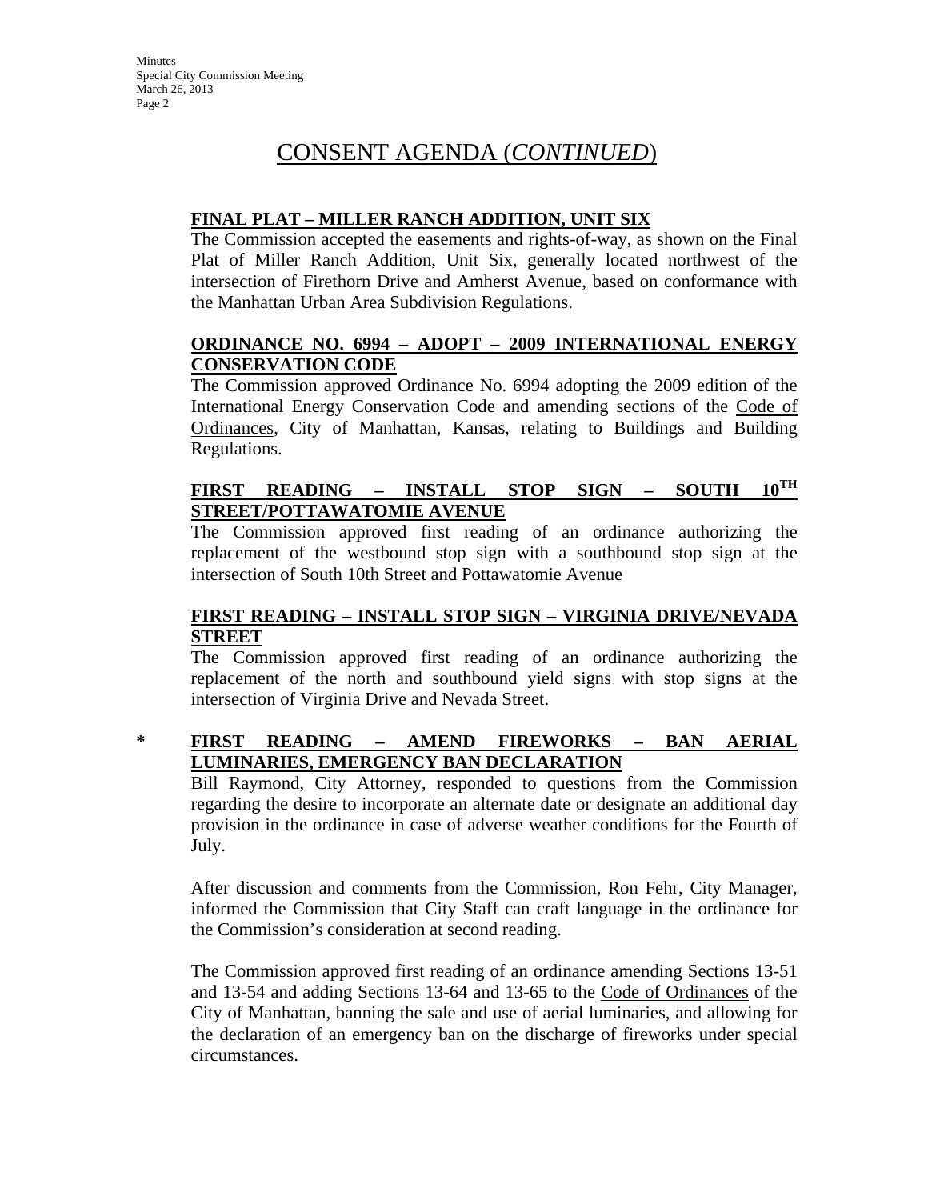# CONSENT AGENDA (*CONTINUED*)

**FINAL PLAT – MILLER RANCH ADDITION, UNIT SIX**

The Commission accepted the easements and rights-of-way, as shown on the Final Plat of Miller Ranch Addition, Unit Six, generally located northwest of the intersection of Firethorn Drive and Amherst Avenue, based on conformance with the Manhattan Urban Area Subdivision Regulations.

**ORDINANCE NO. 6994 – ADOPT – 2009 INTERNATIONAL ENERGY CONSERVATION CODE**

The Commission approved Ordinance No. 6994 adopting the 2009 edition of the International Energy Conservation Code and amending sections of the Code of Ordinances, City of Manhattan, Kansas, relating to Buildings and Building Regulations.

**FIRST READING – INSTALL STOP SIGN – SOUTH 10TH STREET/POTTAWATOMIE AVENUE**

The Commission approved first reading of an ordinance authorizing the replacement of the westbound stop sign with a southbound stop sign at the intersection of South 10th Street and Pottawatomie Avenue

**FIRST READING – INSTALL STOP SIGN – VIRGINIA DRIVE/NEVADA STREET**

The Commission approved first reading of an ordinance authorizing the replacement of the north and southbound yield signs with stop signs at the intersection of Virginia Drive and Nevada Street.

\* **FIRST READING – AMEND FIREWORKS – BAN AERIAL LUMINARIES, EMERGENCY BAN DECLARATION**

Bill Raymond, City Attorney, responded to questions from the Commission regarding the desire to incorporate an alternate date or designate an additional day provision in the ordinance in case of adverse weather conditions for the Fourth of July.

After discussion and comments from the Commission, Ron Fehr, City Manager, informed the Commission that City Staff can craft language in the ordinance for the Commission's consideration at second reading.

The Commission approved first reading of an ordinance amending Sections 13-51 and 13-54 and adding Sections 13-64 and 13-65 to the Code of Ordinances of the City of Manhattan, banning the sale and use of aerial luminaries, and allowing for the declaration of an emergency ban on the discharge of fireworks under special circumstances.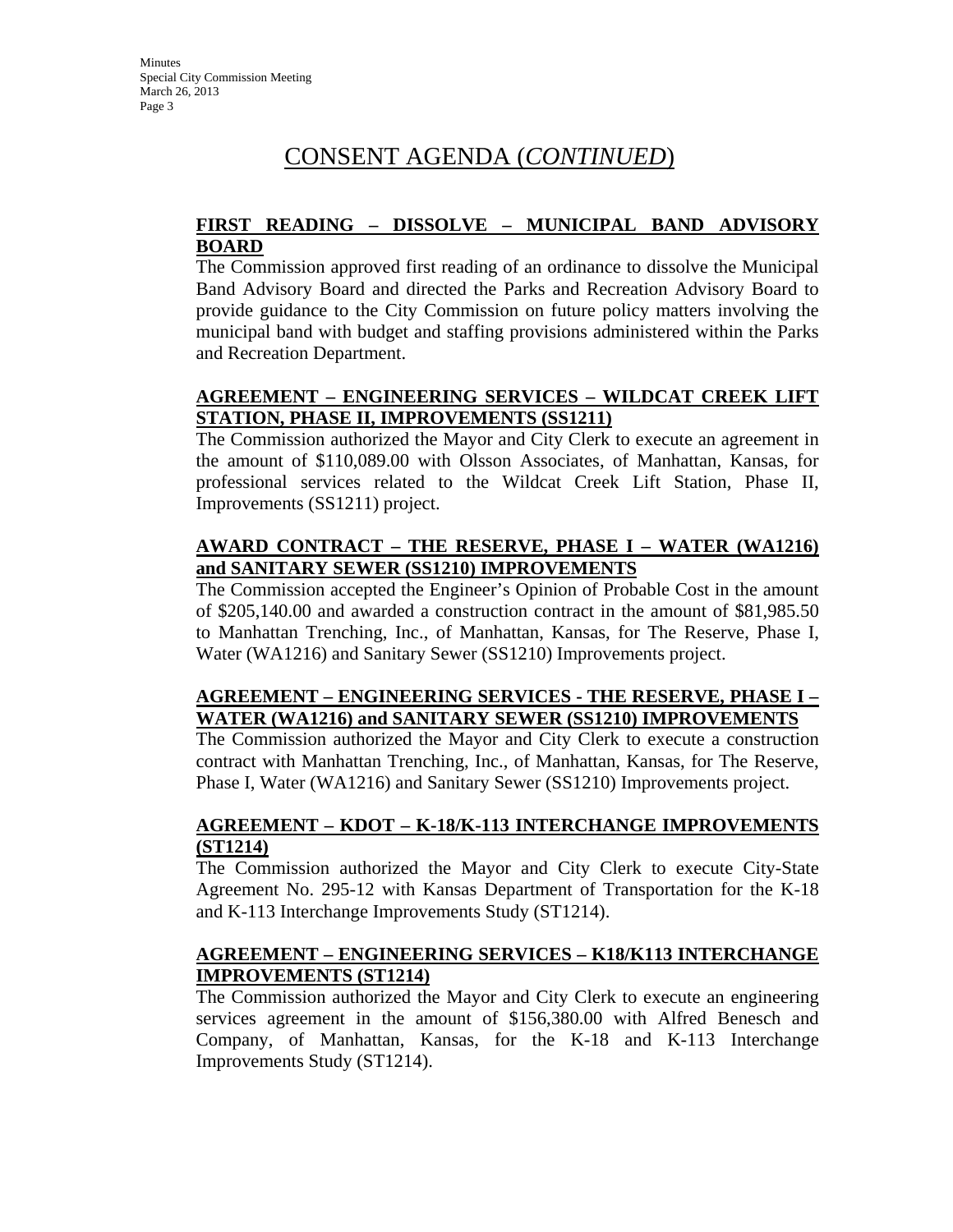# CONSENT AGENDA (*CONTINUED*)

**FIRST READING – DISSOLVE – MUNICIPAL BAND ADVISORY BOARD**

The Commission approved first reading of an ordinance to dissolve the Municipal Band Advisory Board and directed the Parks and Recreation Advisory Board to provide guidance to the City Commission on future policy matters involving the municipal band with budget and staffing provisions administered within the Parks and Recreation Department.

**AGREEMENT – ENGINEERING SERVICES – WILDCAT CREEK LIFT STATION, PHASE II, IMPROVEMENTS (SS1211)**

The Commission authorized the Mayor and City Clerk to execute an agreement in the amount of $110,089.00 with Olsson Associates, of Manhattan, Kansas, for professional services related to the Wildcat Creek Lift Station, Phase II, Improvements (SS1211) project.

**AWARD CONTRACT – THE RESERVE, PHASE I – WATER (WA1216) and SANITARY SEWER (SS1210) IMPROVEMENTS**

The Commission accepted the Engineer's Opinion of Probable Cost in the amount of $205,140.00 and awarded a construction contract in the amount of $81,985.50 to Manhattan Trenching, Inc., of Manhattan, Kansas, for The Reserve, Phase I, Water (WA1216) and Sanitary Sewer (SS1210) Improvements project.

**AGREEMENT – ENGINEERING SERVICES - THE RESERVE, PHASE I – WATER (WA1216) and SANITARY SEWER (SS1210) IMPROVEMENTS**

The Commission authorized the Mayor and City Clerk to execute a construction contract with Manhattan Trenching, Inc., of Manhattan, Kansas, for The Reserve, Phase I, Water (WA1216) and Sanitary Sewer (SS1210) Improvements project.

**AGREEMENT – KDOT – K-18/K-113 INTERCHANGE IMPROVEMENTS (ST1214)**

The Commission authorized the Mayor and City Clerk to execute City-State Agreement No. 295-12 with Kansas Department of Transportation for the K-18 and K-113 Interchange Improvements Study (ST1214).

**AGREEMENT – ENGINEERING SERVICES – K18/K113 INTERCHANGE IMPROVEMENTS (ST1214)**

The Commission authorized the Mayor and City Clerk to execute an engineering services agreement in the amount of $156,380.00 with Alfred Benesch and Company, of Manhattan, Kansas, for the K-18 and K-113 Interchange Improvements Study (ST1214).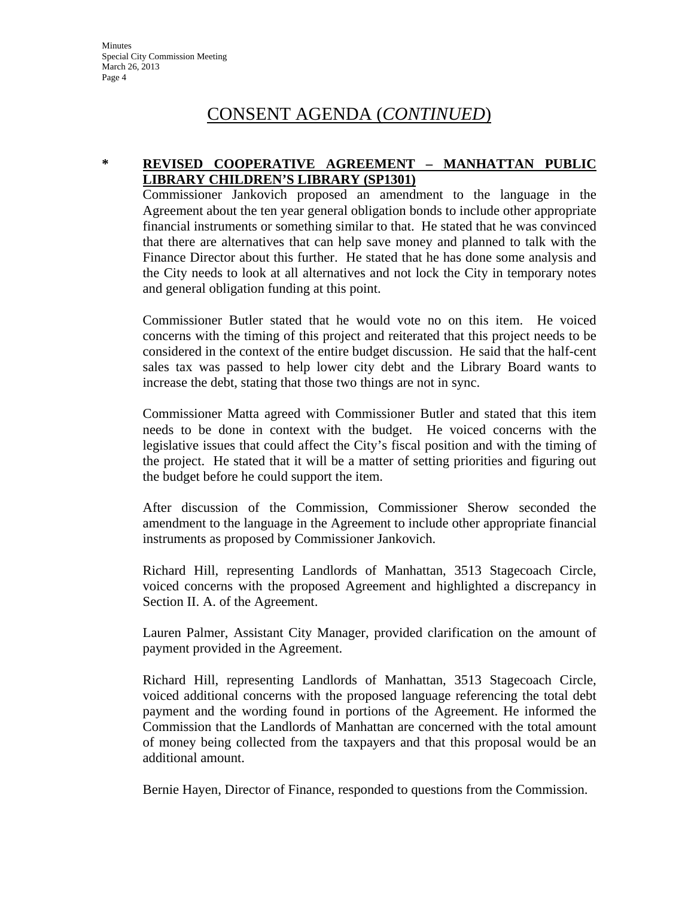# CONSENT AGENDA (*CONTINUED*)

**\* REVISED COOPERATIVE AGREEMENT – MANHATTAN PUBLIC LIBRARY CHILDREN'S LIBRARY (SP1301)**

Commissioner Jankovich proposed an amendment to the language in the Agreement about the ten year general obligation bonds to include other appropriate financial instruments or something similar to that. He stated that he was convinced that there are alternatives that can help save money and planned to talk with the Finance Director about this further. He stated that he has done some analysis and the City needs to look at all alternatives and not lock the City in temporary notes and general obligation funding at this point.

Commissioner Butler stated that he would vote no on this item. He voiced concerns with the timing of this project and reiterated that this project needs to be considered in the context of the entire budget discussion. He said that the half-cent sales tax was passed to help lower city debt and the Library Board wants to increase the debt, stating that those two things are not in sync.

Commissioner Matta agreed with Commissioner Butler and stated that this item needs to be done in context with the budget. He voiced concerns with the legislative issues that could affect the City's fiscal position and with the timing of the project. He stated that it will be a matter of setting priorities and figuring out the budget before he could support the item.

After discussion of the Commission, Commissioner Sherow seconded the amendment to the language in the Agreement to include other appropriate financial instruments as proposed by Commissioner Jankovich.

Richard Hill, representing Landlords of Manhattan, 3513 Stagecoach Circle, voiced concerns with the proposed Agreement and highlighted a discrepancy in Section II. A. of the Agreement.

Lauren Palmer, Assistant City Manager, provided clarification on the amount of payment provided in the Agreement.

Richard Hill, representing Landlords of Manhattan, 3513 Stagecoach Circle, voiced additional concerns with the proposed language referencing the total debt payment and the wording found in portions of the Agreement. He informed the Commission that the Landlords of Manhattan are concerned with the total amount of money being collected from the taxpayers and that this proposal would be an additional amount.

Bernie Hayen, Director of Finance, responded to questions from the Commission.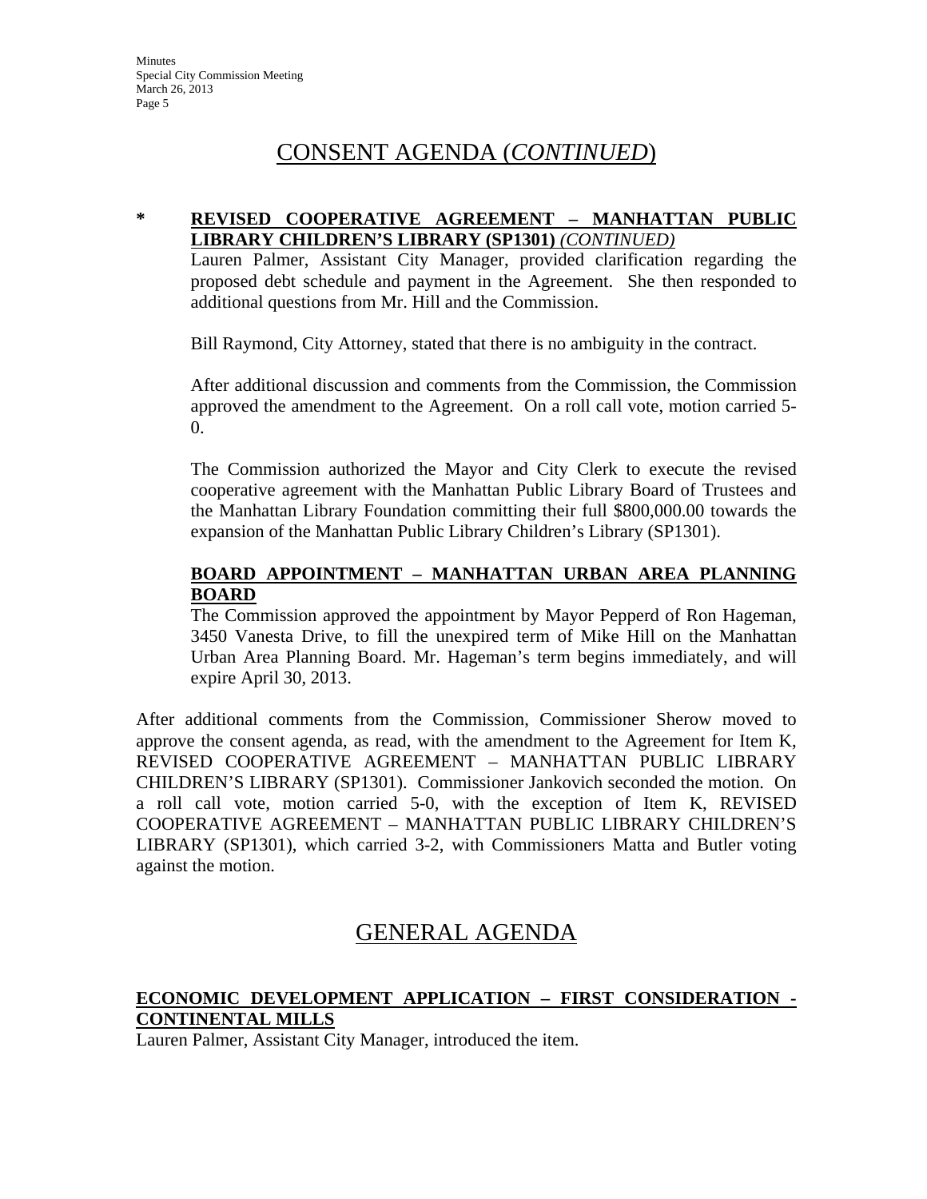## CONSENT AGENDA (*CONTINUED*)

**\* REVISED COOPERATIVE AGREEMENT – MANHATTAN PUBLIC LIBRARY CHILDREN'S LIBRARY (SP1301)** *(CONTINUED)*

Lauren Palmer, Assistant City Manager, provided clarification regarding the proposed debt schedule and payment in the Agreement. She then responded to additional questions from Mr. Hill and the Commission.

Bill Raymond, City Attorney, stated that there is no ambiguity in the contract.

After additional discussion and comments from the Commission, the Commission approved the amendment to the Agreement. On a roll call vote, motion carried 5-0.

The Commission authorized the Mayor and City Clerk to execute the revised cooperative agreement with the Manhattan Public Library Board of Trustees and the Manhattan Library Foundation committing their full $800,000.00 towards the expansion of the Manhattan Public Library Children's Library (SP1301).

**BOARD APPOINTMENT – MANHATTAN URBAN AREA PLANNING BOARD**

The Commission approved the appointment by Mayor Pepperd of Ron Hageman, 3450 Vanesta Drive, to fill the unexpired term of Mike Hill on the Manhattan Urban Area Planning Board. Mr. Hageman's term begins immediately, and will expire April 30, 2013.

After additional comments from the Commission, Commissioner Sherow moved to approve the consent agenda, as read, with the amendment to the Agreement for Item K, REVISED COOPERATIVE AGREEMENT – MANHATTAN PUBLIC LIBRARY CHILDREN'S LIBRARY (SP1301). Commissioner Jankovich seconded the motion. On a roll call vote, motion carried 5-0, with the exception of Item K, REVISED COOPERATIVE AGREEMENT – MANHATTAN PUBLIC LIBRARY CHILDREN'S LIBRARY (SP1301), which carried 3-2, with Commissioners Matta and Butler voting against the motion.

## GENERAL AGENDA

**ECONOMIC DEVELOPMENT APPLICATION – FIRST CONSIDERATION - CONTINENTAL MILLS**

Lauren Palmer, Assistant City Manager, introduced the item.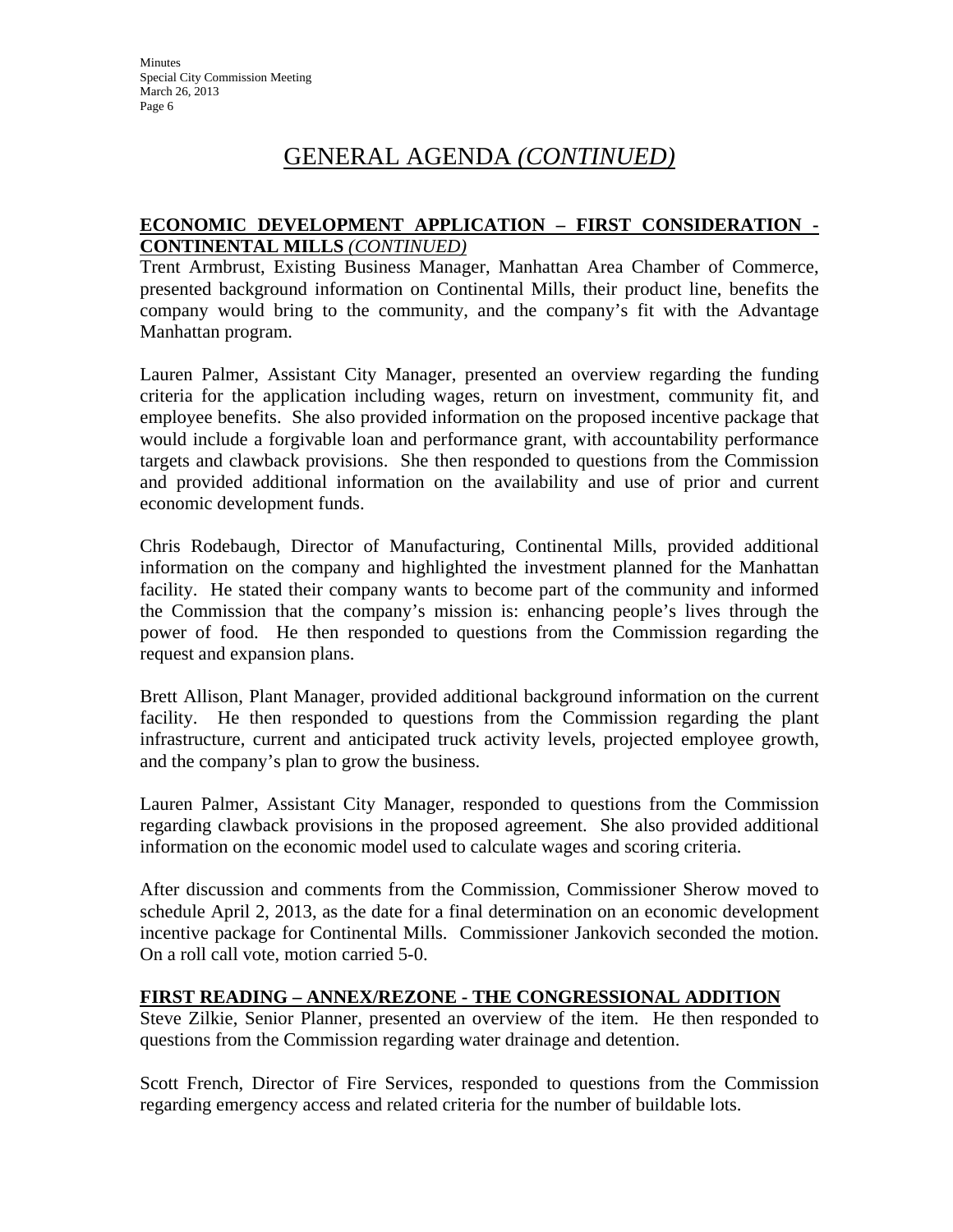# GENERAL AGENDA *(CONTINUED)*

**ECONOMIC DEVELOPMENT APPLICATION – FIRST CONSIDERATION - CONTINENTAL MILLS** *(CONTINUED)*

Trent Armbrust, Existing Business Manager, Manhattan Area Chamber of Commerce, presented background information on Continental Mills, their product line, benefits the company would bring to the community, and the company's fit with the Advantage Manhattan program.

Lauren Palmer, Assistant City Manager, presented an overview regarding the funding criteria for the application including wages, return on investment, community fit, and employee benefits. She also provided information on the proposed incentive package that would include a forgivable loan and performance grant, with accountability performance targets and clawback provisions. She then responded to questions from the Commission and provided additional information on the availability and use of prior and current economic development funds.

Chris Rodebaugh, Director of Manufacturing, Continental Mills, provided additional information on the company and highlighted the investment planned for the Manhattan facility. He stated their company wants to become part of the community and informed the Commission that the company's mission is: enhancing people's lives through the power of food. He then responded to questions from the Commission regarding the request and expansion plans.

Brett Allison, Plant Manager, provided additional background information on the current facility. He then responded to questions from the Commission regarding the plant infrastructure, current and anticipated truck activity levels, projected employee growth, and the company's plan to grow the business.

Lauren Palmer, Assistant City Manager, responded to questions from the Commission regarding clawback provisions in the proposed agreement. She also provided additional information on the economic model used to calculate wages and scoring criteria.

After discussion and comments from the Commission, Commissioner Sherow moved to schedule April 2, 2013, as the date for a final determination on an economic development incentive package for Continental Mills. Commissioner Jankovich seconded the motion. On a roll call vote, motion carried 5-0.

**FIRST READING – ANNEX/REZONE - THE CONGRESSIONAL ADDITION**

Steve Zilkie, Senior Planner, presented an overview of the item. He then responded to questions from the Commission regarding water drainage and detention.

Scott French, Director of Fire Services, responded to questions from the Commission regarding emergency access and related criteria for the number of buildable lots.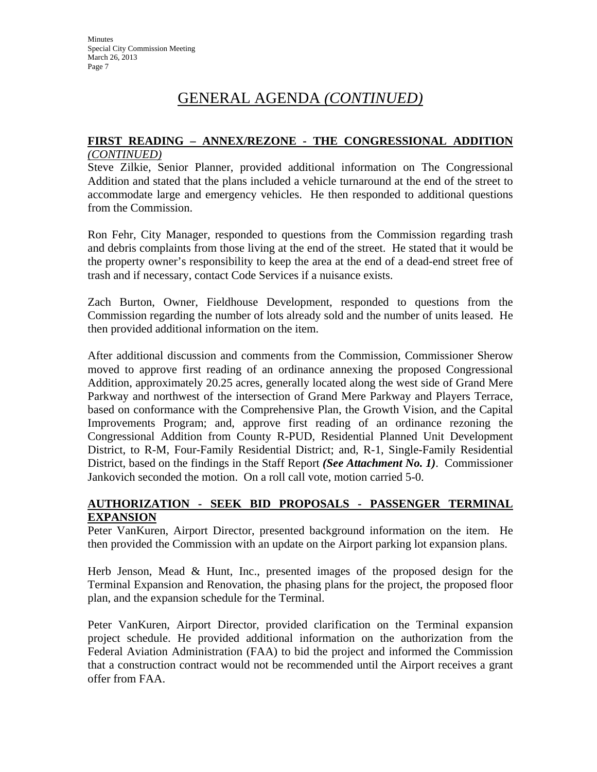# GENERAL AGENDA *(CONTINUED)*

**FIRST READING – ANNEX/REZONE - THE CONGRESSIONAL ADDITION** *(CONTINUED)*

Steve Zilkie, Senior Planner, provided additional information on The Congressional Addition and stated that the plans included a vehicle turnaround at the end of the street to accommodate large and emergency vehicles. He then responded to additional questions from the Commission.

Ron Fehr, City Manager, responded to questions from the Commission regarding trash and debris complaints from those living at the end of the street. He stated that it would be the property owner's responsibility to keep the area at the end of a dead-end street free of trash and if necessary, contact Code Services if a nuisance exists.

Zach Burton, Owner, Fieldhouse Development, responded to questions from the Commission regarding the number of lots already sold and the number of units leased. He then provided additional information on the item.

After additional discussion and comments from the Commission, Commissioner Sherow moved to approve first reading of an ordinance annexing the proposed Congressional Addition, approximately 20.25 acres, generally located along the west side of Grand Mere Parkway and northwest of the intersection of Grand Mere Parkway and Players Terrace, based on conformance with the Comprehensive Plan, the Growth Vision, and the Capital Improvements Program; and, approve first reading of an ordinance rezoning the Congressional Addition from County R-PUD, Residential Planned Unit Development District, to R-M, Four-Family Residential District; and, R-1, Single-Family Residential District, based on the findings in the Staff Report ***(See Attachment No. 1)***. Commissioner Jankovich seconded the motion. On a roll call vote, motion carried 5-0.

**AUTHORIZATION - SEEK BID PROPOSALS - PASSENGER TERMINAL EXPANSION**

Peter VanKuren, Airport Director, presented background information on the item. He then provided the Commission with an update on the Airport parking lot expansion plans.

Herb Jenson, Mead & Hunt, Inc., presented images of the proposed design for the Terminal Expansion and Renovation, the phasing plans for the project, the proposed floor plan, and the expansion schedule for the Terminal.

Peter VanKuren, Airport Director, provided clarification on the Terminal expansion project schedule. He provided additional information on the authorization from the Federal Aviation Administration (FAA) to bid the project and informed the Commission that a construction contract would not be recommended until the Airport receives a grant offer from FAA.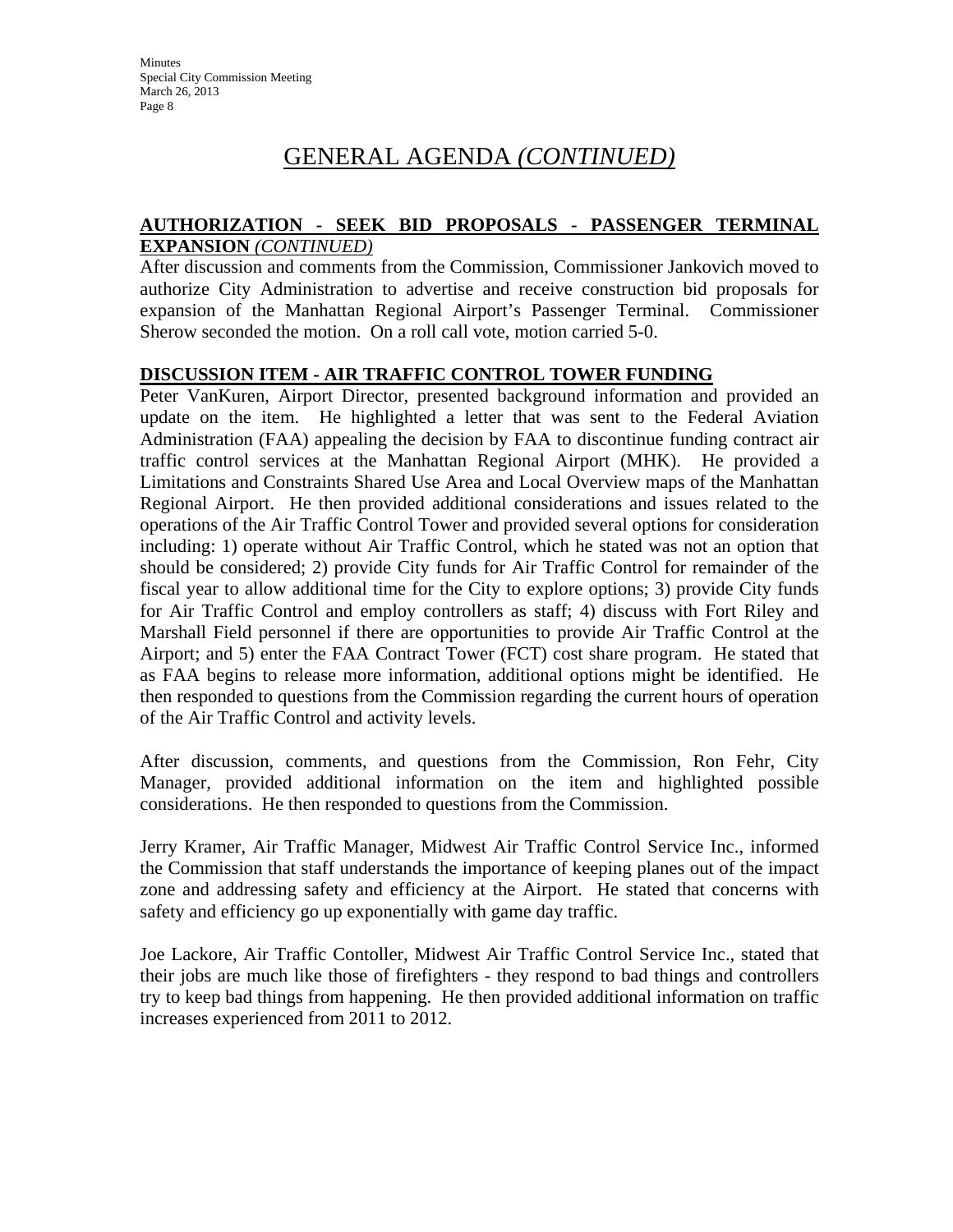# GENERAL AGENDA *(CONTINUED)*

**AUTHORIZATION - SEEK BID PROPOSALS - PASSENGER TERMINAL EXPANSION** *(CONTINUED)*

After discussion and comments from the Commission, Commissioner Jankovich moved to authorize City Administration to advertise and receive construction bid proposals for expansion of the Manhattan Regional Airport's Passenger Terminal. Commissioner Sherow seconded the motion. On a roll call vote, motion carried 5-0.

**DISCUSSION ITEM - AIR TRAFFIC CONTROL TOWER FUNDING**

Peter VanKuren, Airport Director, presented background information and provided an update on the item. He highlighted a letter that was sent to the Federal Aviation Administration (FAA) appealing the decision by FAA to discontinue funding contract air traffic control services at the Manhattan Regional Airport (MHK). He provided a Limitations and Constraints Shared Use Area and Local Overview maps of the Manhattan Regional Airport. He then provided additional considerations and issues related to the operations of the Air Traffic Control Tower and provided several options for consideration including: 1) operate without Air Traffic Control, which he stated was not an option that should be considered; 2) provide City funds for Air Traffic Control for remainder of the fiscal year to allow additional time for the City to explore options; 3) provide City funds for Air Traffic Control and employ controllers as staff; 4) discuss with Fort Riley and Marshall Field personnel if there are opportunities to provide Air Traffic Control at the Airport; and 5) enter the FAA Contract Tower (FCT) cost share program. He stated that as FAA begins to release more information, additional options might be identified. He then responded to questions from the Commission regarding the current hours of operation of the Air Traffic Control and activity levels.

After discussion, comments, and questions from the Commission, Ron Fehr, City Manager, provided additional information on the item and highlighted possible considerations. He then responded to questions from the Commission.

Jerry Kramer, Air Traffic Manager, Midwest Air Traffic Control Service Inc., informed the Commission that staff understands the importance of keeping planes out of the impact zone and addressing safety and efficiency at the Airport. He stated that concerns with safety and efficiency go up exponentially with game day traffic.

Joe Lackore, Air Traffic Contoller, Midwest Air Traffic Control Service Inc., stated that their jobs are much like those of firefighters - they respond to bad things and controllers try to keep bad things from happening. He then provided additional information on traffic increases experienced from 2011 to 2012.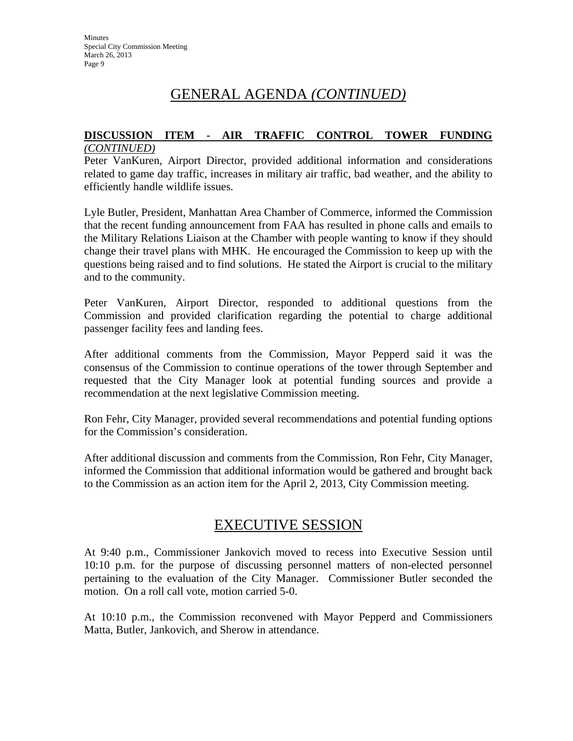# GENERAL AGENDA *(CONTINUED)*

**DISCUSSION ITEM - AIR TRAFFIC CONTROL TOWER FUNDING** *(CONTINUED)*

Peter VanKuren, Airport Director, provided additional information and considerations related to game day traffic, increases in military air traffic, bad weather, and the ability to efficiently handle wildlife issues.

Lyle Butler, President, Manhattan Area Chamber of Commerce, informed the Commission that the recent funding announcement from FAA has resulted in phone calls and emails to the Military Relations Liaison at the Chamber with people wanting to know if they should change their travel plans with MHK. He encouraged the Commission to keep up with the questions being raised and to find solutions. He stated the Airport is crucial to the military and to the community.

Peter VanKuren, Airport Director, responded to additional questions from the Commission and provided clarification regarding the potential to charge additional passenger facility fees and landing fees.

After additional comments from the Commission, Mayor Pepperd said it was the consensus of the Commission to continue operations of the tower through September and requested that the City Manager look at potential funding sources and provide a recommendation at the next legislative Commission meeting.

Ron Fehr, City Manager, provided several recommendations and potential funding options for the Commission's consideration.

After additional discussion and comments from the Commission, Ron Fehr, City Manager, informed the Commission that additional information would be gathered and brought back to the Commission as an action item for the April 2, 2013, City Commission meeting.

# EXECUTIVE SESSION

At 9:40 p.m., Commissioner Jankovich moved to recess into Executive Session until 10:10 p.m. for the purpose of discussing personnel matters of non-elected personnel pertaining to the evaluation of the City Manager. Commissioner Butler seconded the motion. On a roll call vote, motion carried 5-0.

At 10:10 p.m., the Commission reconvened with Mayor Pepperd and Commissioners Matta, Butler, Jankovich, and Sherow in attendance.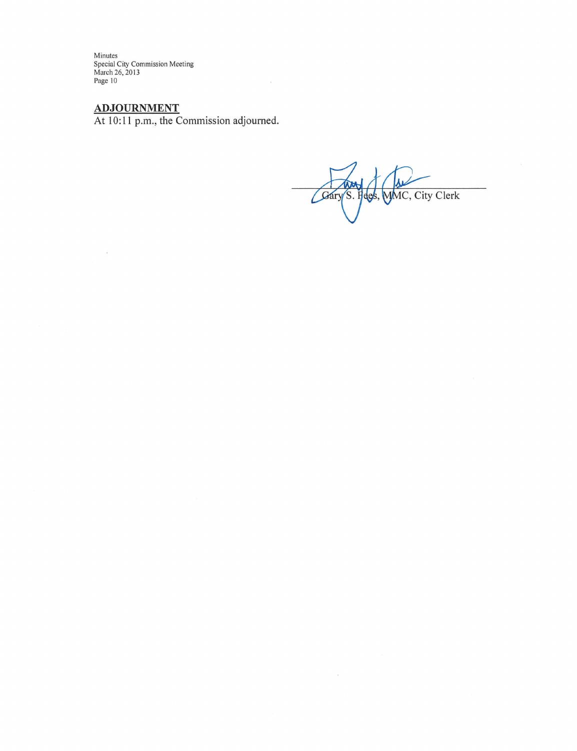## ADJOURNMENT

At 10:11 p.m., the Commission adjourned.

Gary S. Fees, MMC, City Clerk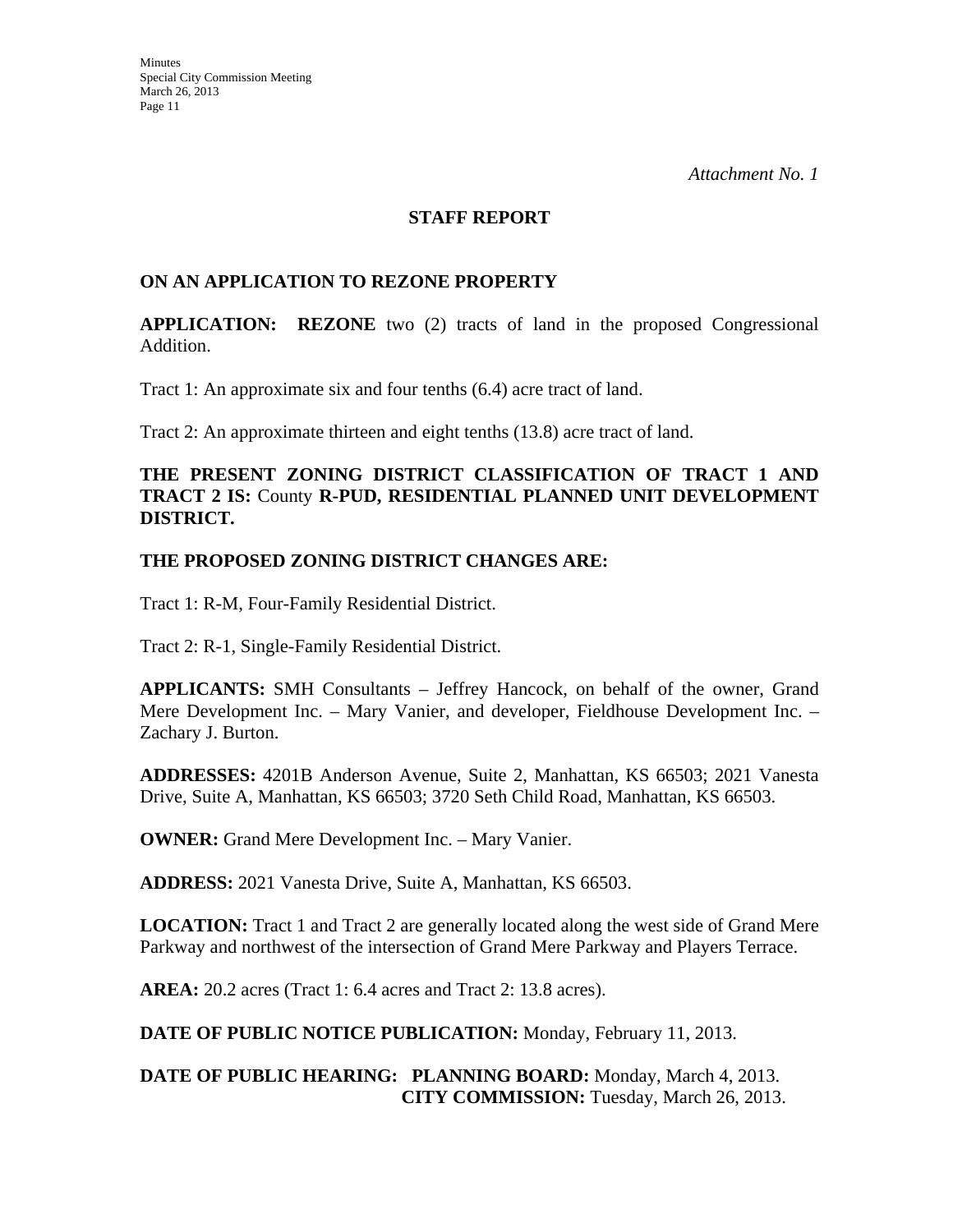*Attachment No. 1*

## STAFF REPORT

### ON AN APPLICATION TO REZONE PROPERTY

**APPLICATION:** **REZONE** two (2) tracts of land in the proposed Congressional Addition.

Tract 1: An approximate six and four tenths (6.4) acre tract of land.

Tract 2: An approximate thirteen and eight tenths (13.8) acre tract of land.

**THE PRESENT ZONING DISTRICT CLASSIFICATION OF TRACT 1 AND TRACT 2 IS:** County **R-PUD, RESIDENTIAL PLANNED UNIT DEVELOPMENT DISTRICT.**

**THE PROPOSED ZONING DISTRICT CHANGES ARE:**

Tract 1: R-M, Four-Family Residential District.

Tract 2: R-1, Single-Family Residential District.

**APPLICANTS:** SMH Consultants – Jeffrey Hancock, on behalf of the owner, Grand Mere Development Inc. – Mary Vanier, and developer, Fieldhouse Development Inc. – Zachary J. Burton.

**ADDRESSES:** 4201B Anderson Avenue, Suite 2, Manhattan, KS 66503; 2021 Vanesta Drive, Suite A, Manhattan, KS 66503; 3720 Seth Child Road, Manhattan, KS 66503.

**OWNER:** Grand Mere Development Inc. – Mary Vanier.

**ADDRESS:** 2021 Vanesta Drive, Suite A, Manhattan, KS 66503.

**LOCATION:** Tract 1 and Tract 2 are generally located along the west side of Grand Mere Parkway and northwest of the intersection of Grand Mere Parkway and Players Terrace.

**AREA:** 20.2 acres (Tract 1: 6.4 acres and Tract 2: 13.8 acres).

**DATE OF PUBLIC NOTICE PUBLICATION:** Monday, February 11, 2013.

**DATE OF PUBLIC HEARING:** **PLANNING BOARD:** Monday, March 4, 2013.
**CITY COMMISSION:** Tuesday, March 26, 2013.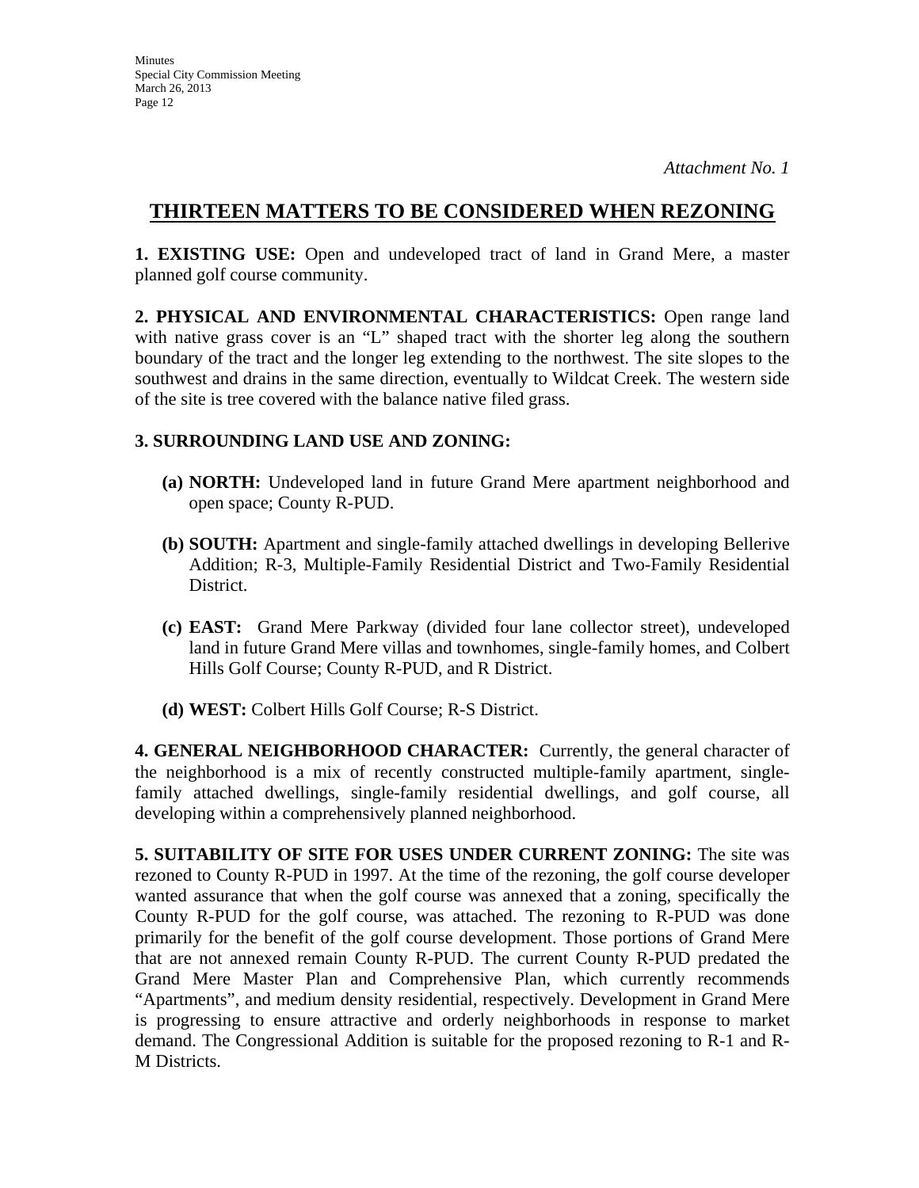*Attachment No. 1*

# THIRTEEN MATTERS TO BE CONSIDERED WHEN REZONING

**1. EXISTING USE:** Open and undeveloped tract of land in Grand Mere, a master planned golf course community.

**2. PHYSICAL AND ENVIRONMENTAL CHARACTERISTICS:** Open range land with native grass cover is an "L" shaped tract with the shorter leg along the southern boundary of the tract and the longer leg extending to the northwest. The site slopes to the southwest and drains in the same direction, eventually to Wildcat Creek. The western side of the site is tree covered with the balance native filed grass.

**3. SURROUNDING LAND USE AND ZONING:**

- **(a) NORTH:** Undeveloped land in future Grand Mere apartment neighborhood and open space; County R-PUD.
- **(b) SOUTH:** Apartment and single-family attached dwellings in developing Bellerive Addition; R-3, Multiple-Family Residential District and Two-Family Residential District.
- **(c) EAST:** Grand Mere Parkway (divided four lane collector street), undeveloped land in future Grand Mere villas and townhomes, single-family homes, and Colbert Hills Golf Course; County R-PUD, and R District.
- **(d) WEST:** Colbert Hills Golf Course; R-S District.

**4. GENERAL NEIGHBORHOOD CHARACTER:** Currently, the general character of the neighborhood is a mix of recently constructed multiple-family apartment, single-family attached dwellings, single-family residential dwellings, and golf course, all developing within a comprehensively planned neighborhood.

**5. SUITABILITY OF SITE FOR USES UNDER CURRENT ZONING:** The site was rezoned to County R-PUD in 1997. At the time of the rezoning, the golf course developer wanted assurance that when the golf course was annexed that a zoning, specifically the County R-PUD for the golf course, was attached. The rezoning to R-PUD was done primarily for the benefit of the golf course development. Those portions of Grand Mere that are not annexed remain County R-PUD. The current County R-PUD predated the Grand Mere Master Plan and Comprehensive Plan, which currently recommends "Apartments", and medium density residential, respectively. Development in Grand Mere is progressing to ensure attractive and orderly neighborhoods in response to market demand. The Congressional Addition is suitable for the proposed rezoning to R-1 and R-M Districts.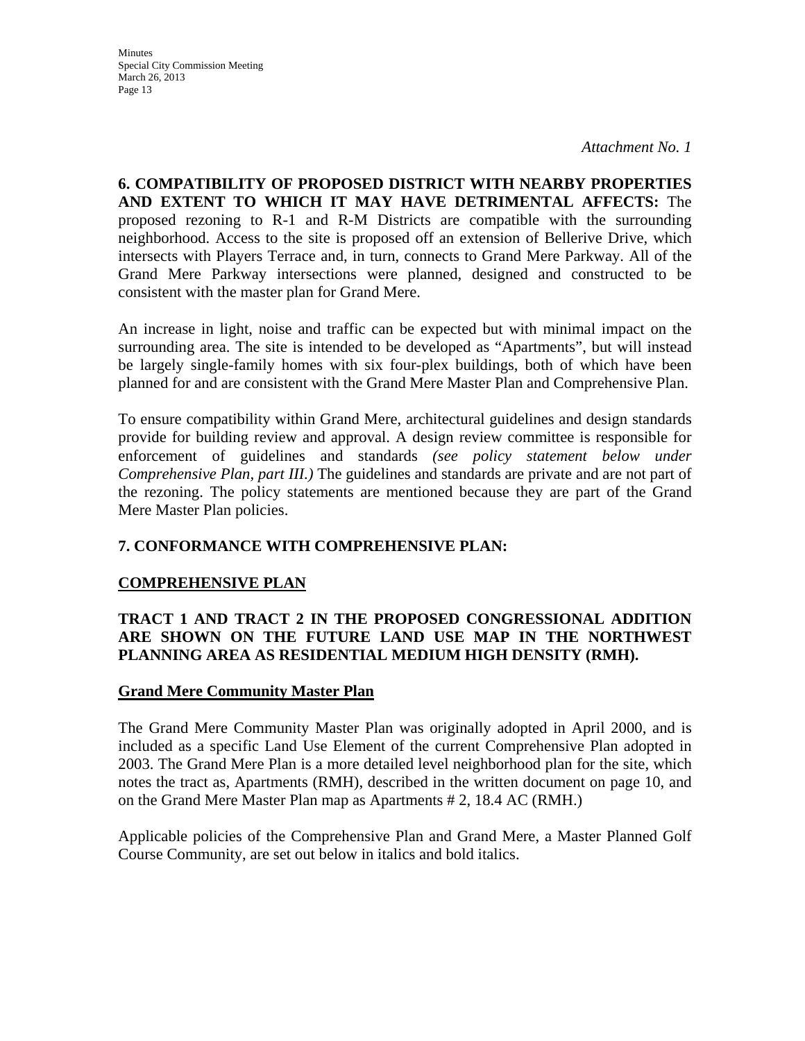*Attachment No. 1*

**6. COMPATIBILITY OF PROPOSED DISTRICT WITH NEARBY PROPERTIES AND EXTENT TO WHICH IT MAY HAVE DETRIMENTAL AFFECTS:** The proposed rezoning to R-1 and R-M Districts are compatible with the surrounding neighborhood. Access to the site is proposed off an extension of Bellerive Drive, which intersects with Players Terrace and, in turn, connects to Grand Mere Parkway. All of the Grand Mere Parkway intersections were planned, designed and constructed to be consistent with the master plan for Grand Mere.

An increase in light, noise and traffic can be expected but with minimal impact on the surrounding area. The site is intended to be developed as "Apartments", but will instead be largely single-family homes with six four-plex buildings, both of which have been planned for and are consistent with the Grand Mere Master Plan and Comprehensive Plan.

To ensure compatibility within Grand Mere, architectural guidelines and design standards provide for building review and approval. A design review committee is responsible for enforcement of guidelines and standards *(see policy statement below under Comprehensive Plan, part III.)* The guidelines and standards are private and are not part of the rezoning. The policy statements are mentioned because they are part of the Grand Mere Master Plan policies.

**7. CONFORMANCE WITH COMPREHENSIVE PLAN:**

**COMPREHENSIVE PLAN**

**TRACT 1 AND TRACT 2 IN THE PROPOSED CONGRESSIONAL ADDITION ARE SHOWN ON THE FUTURE LAND USE MAP IN THE NORTHWEST PLANNING AREA AS RESIDENTIAL MEDIUM HIGH DENSITY (RMH).**

**Grand Mere Community Master Plan**

The Grand Mere Community Master Plan was originally adopted in April 2000, and is included as a specific Land Use Element of the current Comprehensive Plan adopted in 2003. The Grand Mere Plan is a more detailed level neighborhood plan for the site, which notes the tract as, Apartments (RMH), described in the written document on page 10, and on the Grand Mere Master Plan map as Apartments # 2, 18.4 AC (RMH.)

Applicable policies of the Comprehensive Plan and Grand Mere, a Master Planned Golf Course Community, are set out below in italics and bold italics.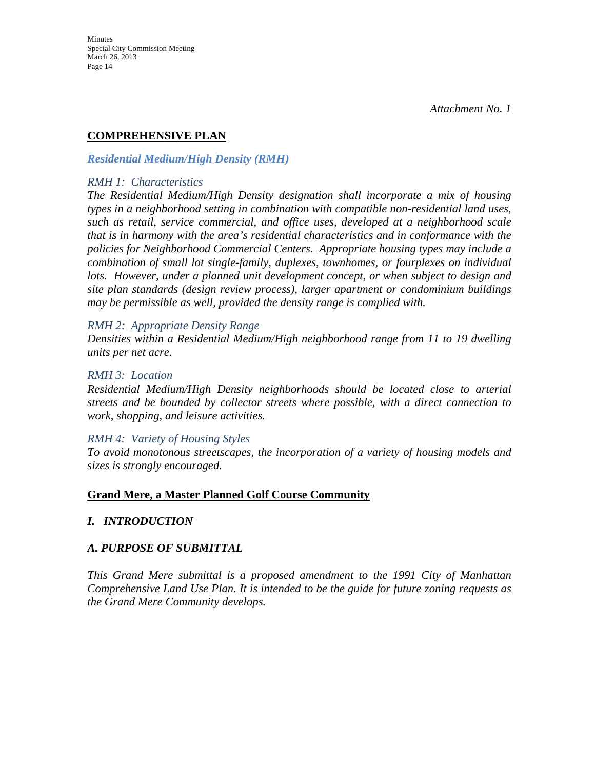*Attachment No. 1*

## COMPREHENSIVE PLAN

### *Residential Medium/High Density (RMH)*

*RMH 1: Characteristics*

*The Residential Medium/High Density designation shall incorporate a mix of housing types in a neighborhood setting in combination with compatible non-residential land uses, such as retail, service commercial, and office uses, developed at a neighborhood scale that is in harmony with the area's residential characteristics and in conformance with the policies for Neighborhood Commercial Centers. Appropriate housing types may include a combination of small lot single-family, duplexes, townhomes, or fourplexes on individual lots. However, under a planned unit development concept, or when subject to design and site plan standards (design review process), larger apartment or condominium buildings may be permissible as well, provided the density range is complied with.*

*RMH 2: Appropriate Density Range*

*Densities within a Residential Medium/High neighborhood range from 11 to 19 dwelling units per net acre.*

*RMH 3: Location*

*Residential Medium/High Density neighborhoods should be located close to arterial streets and be bounded by collector streets where possible, with a direct connection to work, shopping, and leisure activities.*

*RMH 4: Variety of Housing Styles*

*To avoid monotonous streetscapes, the incorporation of a variety of housing models and sizes is strongly encouraged.*

## Grand Mere, a Master Planned Golf Course Community

### *I. INTRODUCTION*

### *A. PURPOSE OF SUBMITTAL*

*This Grand Mere submittal is a proposed amendment to the 1991 City of Manhattan Comprehensive Land Use Plan. It is intended to be the guide for future zoning requests as the Grand Mere Community develops.*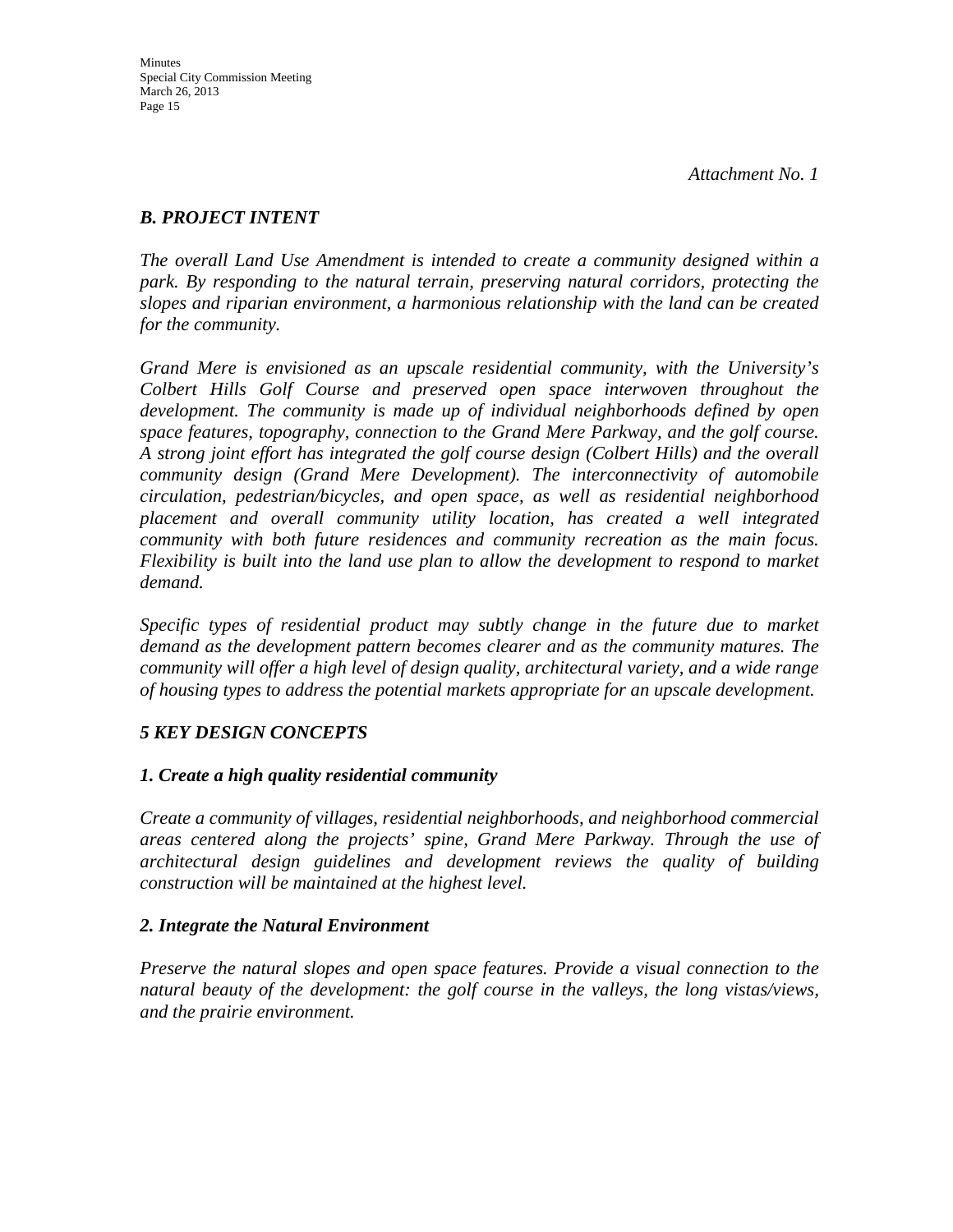*Attachment No. 1*

### *B. PROJECT INTENT*

*The overall Land Use Amendment is intended to create a community designed within a park. By responding to the natural terrain, preserving natural corridors, protecting the slopes and riparian environment, a harmonious relationship with the land can be created for the community.*

*Grand Mere is envisioned as an upscale residential community, with the University's Colbert Hills Golf Course and preserved open space interwoven throughout the development. The community is made up of individual neighborhoods defined by open space features, topography, connection to the Grand Mere Parkway, and the golf course. A strong joint effort has integrated the golf course design (Colbert Hills) and the overall community design (Grand Mere Development). The interconnectivity of automobile circulation, pedestrian/bicycles, and open space, as well as residential neighborhood placement and overall community utility location, has created a well integrated community with both future residences and community recreation as the main focus. Flexibility is built into the land use plan to allow the development to respond to market demand.*

*Specific types of residential product may subtly change in the future due to market demand as the development pattern becomes clearer and as the community matures. The community will offer a high level of design quality, architectural variety, and a wide range of housing types to address the potential markets appropriate for an upscale development.*

### *5 KEY DESIGN CONCEPTS*

#### *1. Create a high quality residential community*

*Create a community of villages, residential neighborhoods, and neighborhood commercial areas centered along the projects' spine, Grand Mere Parkway. Through the use of architectural design guidelines and development reviews the quality of building construction will be maintained at the highest level.*

#### *2. Integrate the Natural Environment*

*Preserve the natural slopes and open space features. Provide a visual connection to the natural beauty of the development: the golf course in the valleys, the long vistas/views, and the prairie environment.*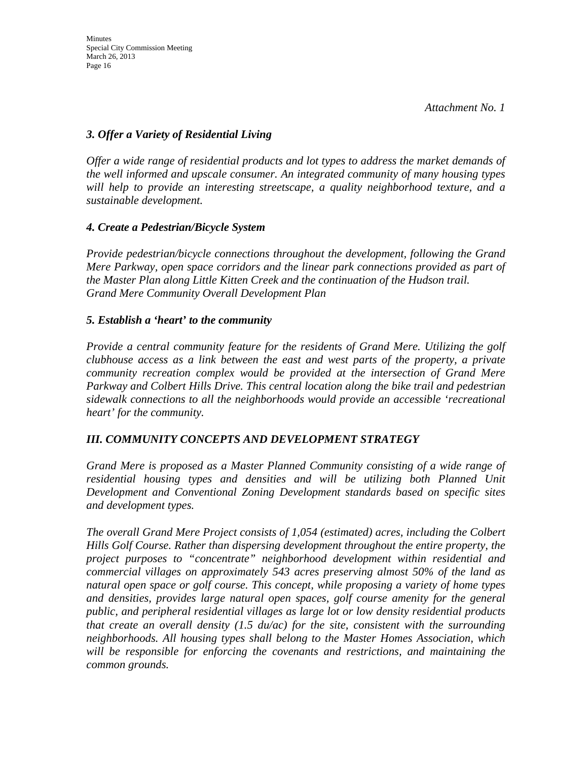*Attachment No. 1*

### *3. Offer a Variety of Residential Living*

*Offer a wide range of residential products and lot types to address the market demands of the well informed and upscale consumer. An integrated community of many housing types will help to provide an interesting streetscape, a quality neighborhood texture, and a sustainable development.*

### *4. Create a Pedestrian/Bicycle System*

*Provide pedestrian/bicycle connections throughout the development, following the Grand Mere Parkway, open space corridors and the linear park connections provided as part of the Master Plan along Little Kitten Creek and the continuation of the Hudson trail.*
*Grand Mere Community Overall Development Plan*

### *5. Establish a 'heart' to the community*

*Provide a central community feature for the residents of Grand Mere. Utilizing the golf clubhouse access as a link between the east and west parts of the property, a private community recreation complex would be provided at the intersection of Grand Mere Parkway and Colbert Hills Drive. This central location along the bike trail and pedestrian sidewalk connections to all the neighborhoods would provide an accessible 'recreational heart' for the community.*

## *III. COMMUNITY CONCEPTS AND DEVELOPMENT STRATEGY*

*Grand Mere is proposed as a Master Planned Community consisting of a wide range of residential housing types and densities and will be utilizing both Planned Unit Development and Conventional Zoning Development standards based on specific sites and development types.*

*The overall Grand Mere Project consists of 1,054 (estimated) acres, including the Colbert Hills Golf Course. Rather than dispersing development throughout the entire property, the project purposes to "concentrate" neighborhood development within residential and commercial villages on approximately 543 acres preserving almost 50% of the land as natural open space or golf course. This concept, while proposing a variety of home types and densities, provides large natural open spaces, golf course amenity for the general public, and peripheral residential villages as large lot or low density residential products that create an overall density (1.5 du/ac) for the site, consistent with the surrounding neighborhoods. All housing types shall belong to the Master Homes Association, which will be responsible for enforcing the covenants and restrictions, and maintaining the common grounds.*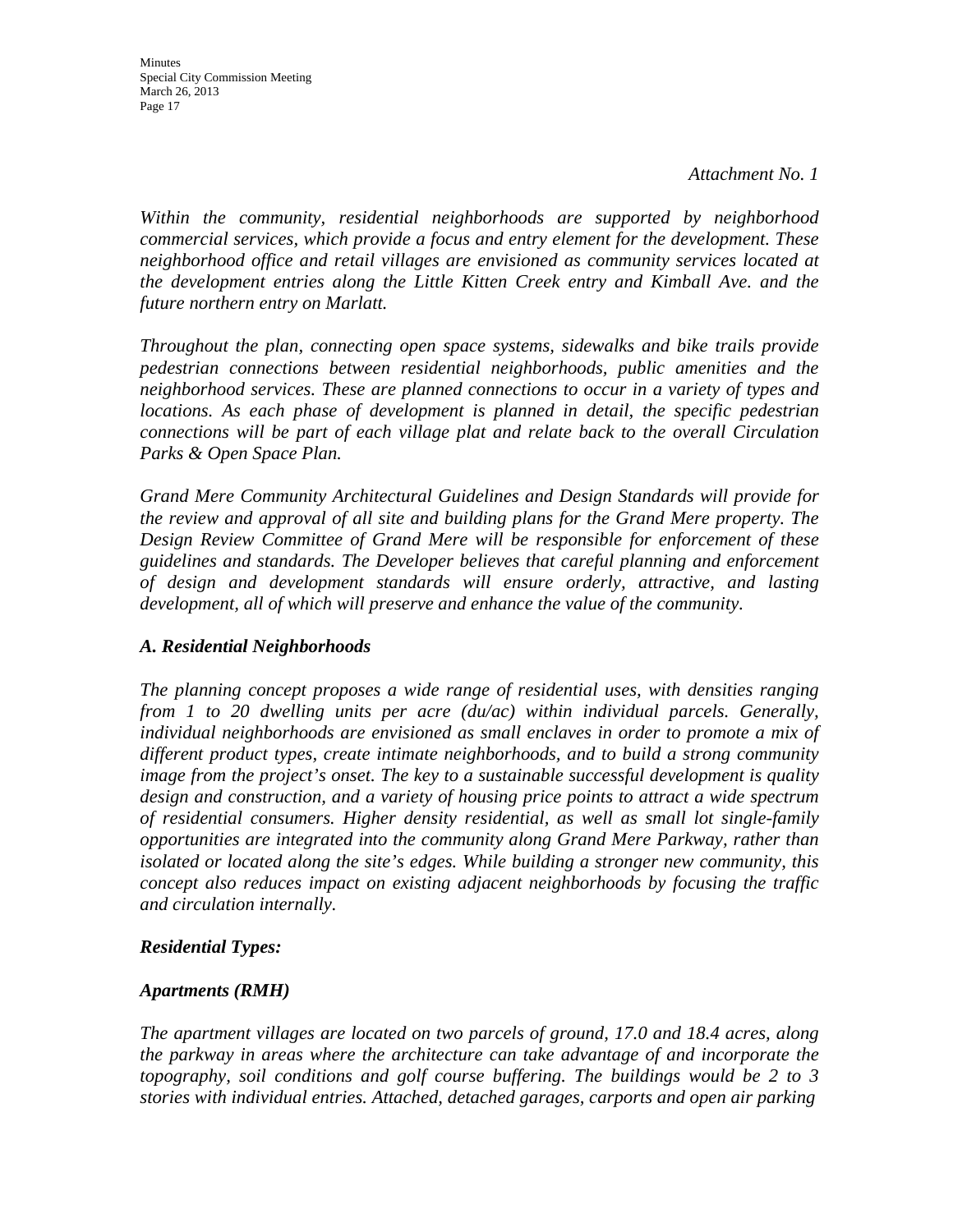*Attachment No. 1*

*Within the community, residential neighborhoods are supported by neighborhood commercial services, which provide a focus and entry element for the development. These neighborhood office and retail villages are envisioned as community services located at the development entries along the Little Kitten Creek entry and Kimball Ave. and the future northern entry on Marlatt.*

*Throughout the plan, connecting open space systems, sidewalks and bike trails provide pedestrian connections between residential neighborhoods, public amenities and the neighborhood services. These are planned connections to occur in a variety of types and locations. As each phase of development is planned in detail, the specific pedestrian connections will be part of each village plat and relate back to the overall Circulation Parks & Open Space Plan.*

*Grand Mere Community Architectural Guidelines and Design Standards will provide for the review and approval of all site and building plans for the Grand Mere property. The Design Review Committee of Grand Mere will be responsible for enforcement of these guidelines and standards. The Developer believes that careful planning and enforcement of design and development standards will ensure orderly, attractive, and lasting development, all of which will preserve and enhance the value of the community.*

***A. Residential Neighborhoods***

*The planning concept proposes a wide range of residential uses, with densities ranging from 1 to 20 dwelling units per acre (du/ac) within individual parcels. Generally, individual neighborhoods are envisioned as small enclaves in order to promote a mix of different product types, create intimate neighborhoods, and to build a strong community image from the project's onset. The key to a sustainable successful development is quality design and construction, and a variety of housing price points to attract a wide spectrum of residential consumers. Higher density residential, as well as small lot single-family opportunities are integrated into the community along Grand Mere Parkway, rather than isolated or located along the site's edges. While building a stronger new community, this concept also reduces impact on existing adjacent neighborhoods by focusing the traffic and circulation internally.*

***Residential Types:***

***Apartments (RMH)***

*The apartment villages are located on two parcels of ground, 17.0 and 18.4 acres, along the parkway in areas where the architecture can take advantage of and incorporate the topography, soil conditions and golf course buffering. The buildings would be 2 to 3 stories with individual entries. Attached, detached garages, carports and open air parking*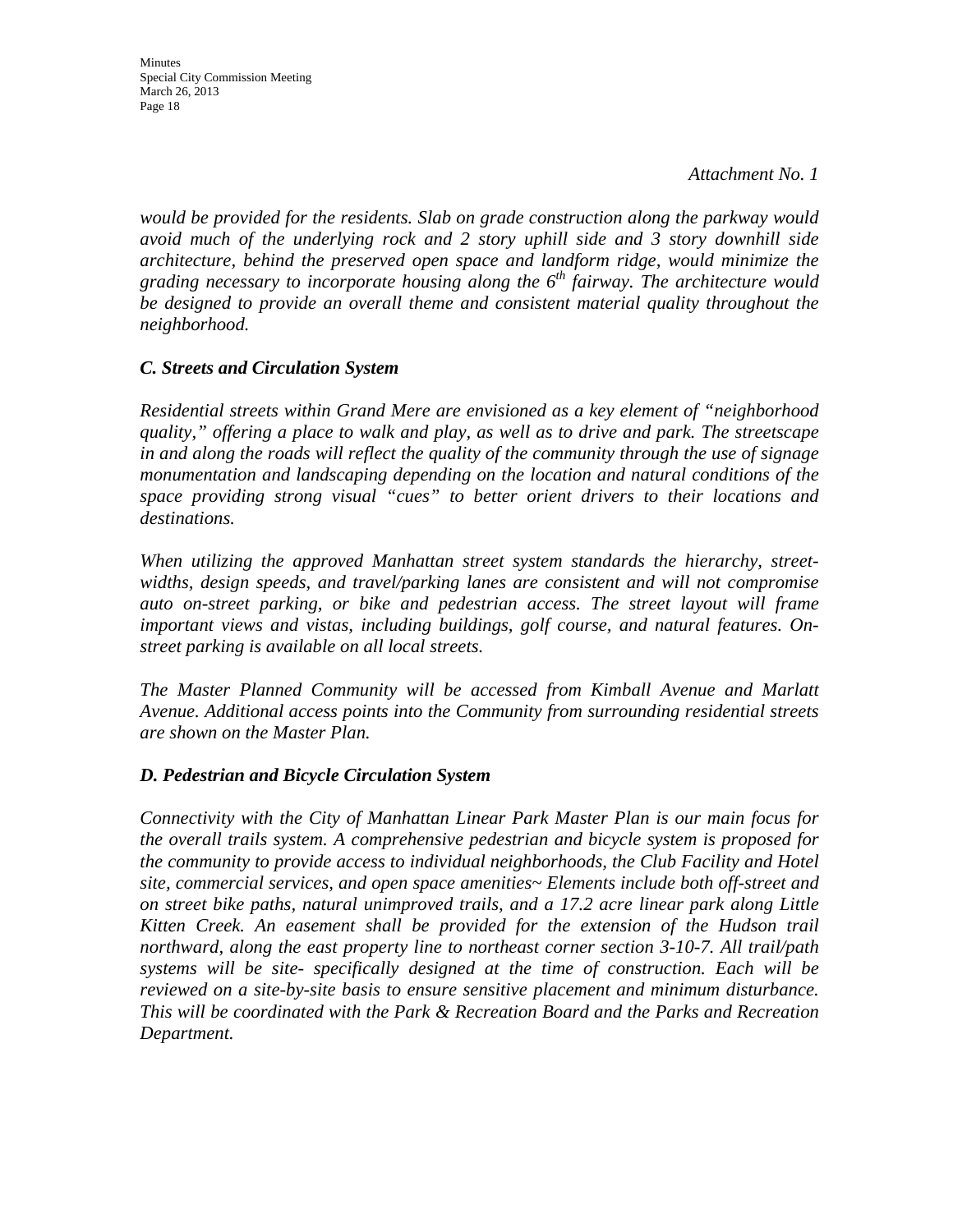*Attachment No. 1*

*would be provided for the residents. Slab on grade construction along the parkway would avoid much of the underlying rock and 2 story uphill side and 3 story downhill side architecture, behind the preserved open space and landform ridge, would minimize the grading necessary to incorporate housing along the 6th fairway. The architecture would be designed to provide an overall theme and consistent material quality throughout the neighborhood.*

### *C. Streets and Circulation System*

*Residential streets within Grand Mere are envisioned as a key element of "neighborhood quality," offering a place to walk and play, as well as to drive and park. The streetscape in and along the roads will reflect the quality of the community through the use of signage monumentation and landscaping depending on the location and natural conditions of the space providing strong visual "cues" to better orient drivers to their locations and destinations.*

*When utilizing the approved Manhattan street system standards the hierarchy, street-widths, design speeds, and travel/parking lanes are consistent and will not compromise auto on-street parking, or bike and pedestrian access. The street layout will frame important views and vistas, including buildings, golf course, and natural features. On-street parking is available on all local streets.*

*The Master Planned Community will be accessed from Kimball Avenue and Marlatt Avenue. Additional access points into the Community from surrounding residential streets are shown on the Master Plan.*

### *D. Pedestrian and Bicycle Circulation System*

*Connectivity with the City of Manhattan Linear Park Master Plan is our main focus for the overall trails system. A comprehensive pedestrian and bicycle system is proposed for the community to provide access to individual neighborhoods, the Club Facility and Hotel site, commercial services, and open space amenities~ Elements include both off-street and on street bike paths, natural unimproved trails, and a 17.2 acre linear park along Little Kitten Creek. An easement shall be provided for the extension of the Hudson trail northward, along the east property line to northeast corner section 3-10-7. All trail/path systems will be site- specifically designed at the time of construction. Each will be reviewed on a site-by-site basis to ensure sensitive placement and minimum disturbance. This will be coordinated with the Park & Recreation Board and the Parks and Recreation Department.*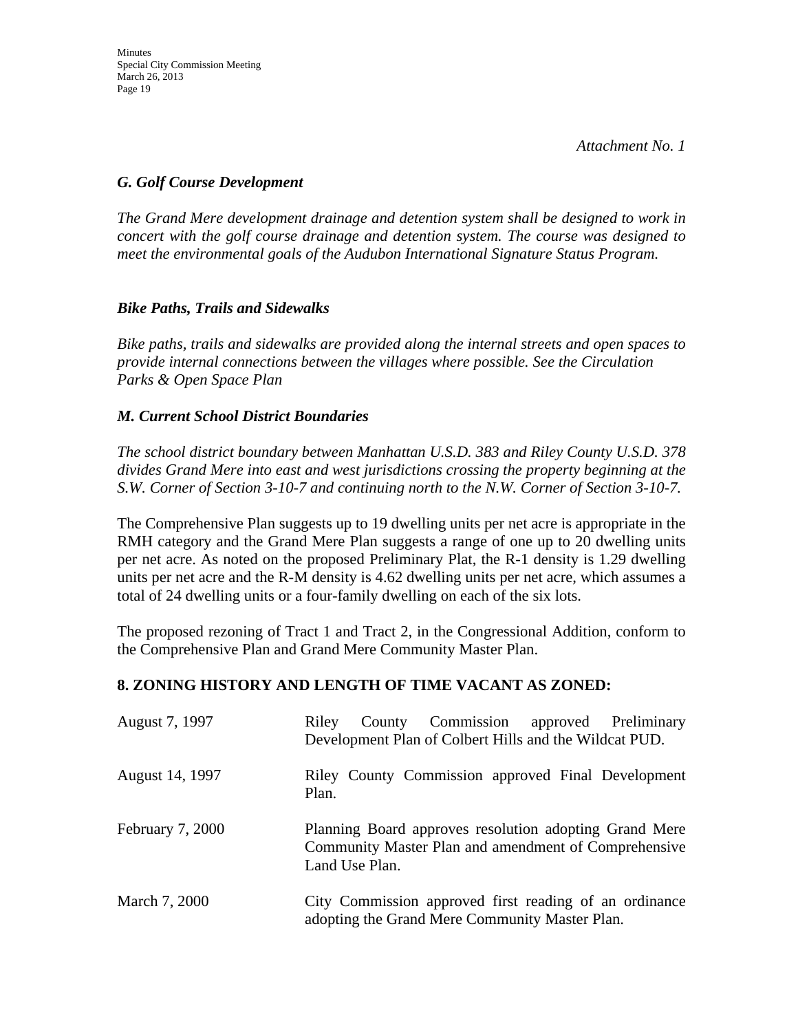*Attachment No. 1*

***G. Golf Course Development***

*The Grand Mere development drainage and detention system shall be designed to work in concert with the golf course drainage and detention system. The course was designed to meet the environmental goals of the Audubon International Signature Status Program.*

***Bike Paths, Trails and Sidewalks***

*Bike paths, trails and sidewalks are provided along the internal streets and open spaces to provide internal connections between the villages where possible. See the Circulation Parks & Open Space Plan*

***M. Current School District Boundaries***

*The school district boundary between Manhattan U.S.D. 383 and Riley County U.S.D. 378 divides Grand Mere into east and west jurisdictions crossing the property beginning at the S.W. Corner of Section 3-10-7 and continuing north to the N.W. Corner of Section 3-10-7.*

The Comprehensive Plan suggests up to 19 dwelling units per net acre is appropriate in the RMH category and the Grand Mere Plan suggests a range of one up to 20 dwelling units per net acre. As noted on the proposed Preliminary Plat, the R-1 density is 1.29 dwelling units per net acre and the R-M density is 4.62 dwelling units per net acre, which assumes a total of 24 dwelling units or a four-family dwelling on each of the six lots.

The proposed rezoning of Tract 1 and Tract 2, in the Congressional Addition, conform to the Comprehensive Plan and Grand Mere Community Master Plan.

## 8. ZONING HISTORY AND LENGTH OF TIME VACANT AS ZONED:

| | |
|---|---|
| August 7, 1997 | Riley County Commission approved Preliminary Development Plan of Colbert Hills and the Wildcat PUD. |
| August 14, 1997 | Riley County Commission approved Final Development Plan. |
| February 7, 2000 | Planning Board approves resolution adopting Grand Mere Community Master Plan and amendment of Comprehensive Land Use Plan. |
| March 7, 2000 | City Commission approved first reading of an ordinance adopting the Grand Mere Community Master Plan. |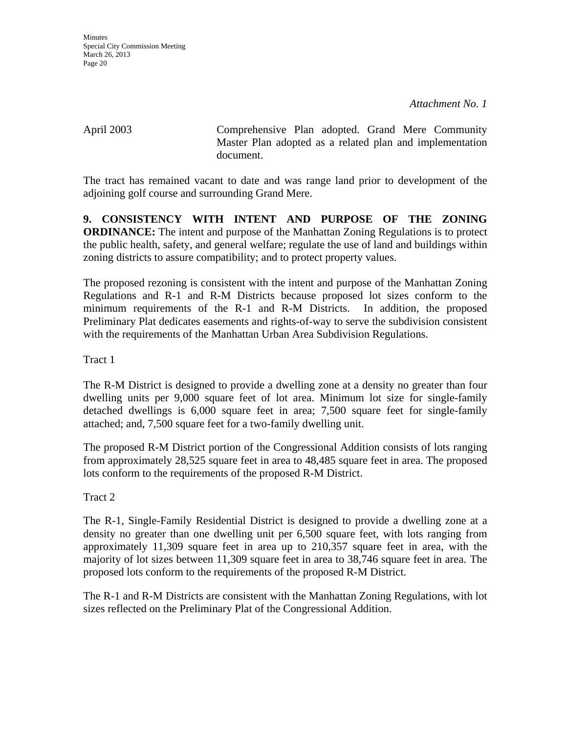*Attachment No. 1*

April 2003 — Comprehensive Plan adopted. Grand Mere Community Master Plan adopted as a related plan and implementation document.

The tract has remained vacant to date and was range land prior to development of the adjoining golf course and surrounding Grand Mere.

**9. CONSISTENCY WITH INTENT AND PURPOSE OF THE ZONING ORDINANCE:** The intent and purpose of the Manhattan Zoning Regulations is to protect the public health, safety, and general welfare; regulate the use of land and buildings within zoning districts to assure compatibility; and to protect property values.

The proposed rezoning is consistent with the intent and purpose of the Manhattan Zoning Regulations and R-1 and R-M Districts because proposed lot sizes conform to the minimum requirements of the R-1 and R-M Districts. In addition, the proposed Preliminary Plat dedicates easements and rights-of-way to serve the subdivision consistent with the requirements of the Manhattan Urban Area Subdivision Regulations.

Tract 1

The R-M District is designed to provide a dwelling zone at a density no greater than four dwelling units per 9,000 square feet of lot area. Minimum lot size for single-family detached dwellings is 6,000 square feet in area; 7,500 square feet for single-family attached; and, 7,500 square feet for a two-family dwelling unit.

The proposed R-M District portion of the Congressional Addition consists of lots ranging from approximately 28,525 square feet in area to 48,485 square feet in area. The proposed lots conform to the requirements of the proposed R-M District.

Tract 2

The R-1, Single-Family Residential District is designed to provide a dwelling zone at a density no greater than one dwelling unit per 6,500 square feet, with lots ranging from approximately 11,309 square feet in area up to 210,357 square feet in area, with the majority of lot sizes between 11,309 square feet in area to 38,746 square feet in area. The proposed lots conform to the requirements of the proposed R-M District.

The R-1 and R-M Districts are consistent with the Manhattan Zoning Regulations, with lot sizes reflected on the Preliminary Plat of the Congressional Addition.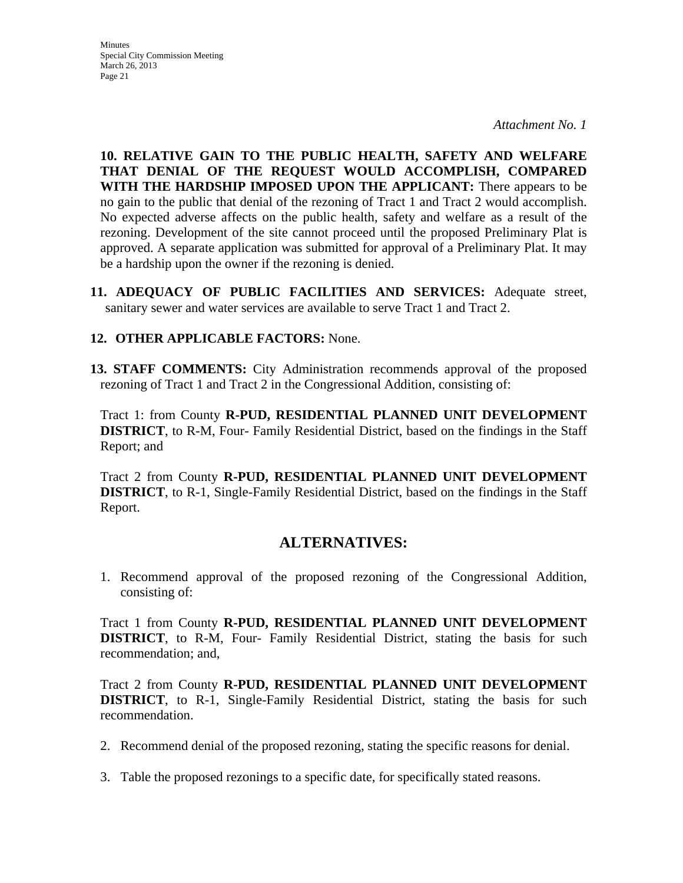*Attachment No. 1*

**10. RELATIVE GAIN TO THE PUBLIC HEALTH, SAFETY AND WELFARE THAT DENIAL OF THE REQUEST WOULD ACCOMPLISH, COMPARED WITH THE HARDSHIP IMPOSED UPON THE APPLICANT:** There appears to be no gain to the public that denial of the rezoning of Tract 1 and Tract 2 would accomplish. No expected adverse affects on the public health, safety and welfare as a result of the rezoning. Development of the site cannot proceed until the proposed Preliminary Plat is approved. A separate application was submitted for approval of a Preliminary Plat. It may be a hardship upon the owner if the rezoning is denied.

**11. ADEQUACY OF PUBLIC FACILITIES AND SERVICES:** Adequate street, sanitary sewer and water services are available to serve Tract 1 and Tract 2.

**12. OTHER APPLICABLE FACTORS:** None.

**13. STAFF COMMENTS:** City Administration recommends approval of the proposed rezoning of Tract 1 and Tract 2 in the Congressional Addition, consisting of:

Tract 1: from County **R-PUD, RESIDENTIAL PLANNED UNIT DEVELOPMENT DISTRICT**, to R-M, Four- Family Residential District, based on the findings in the Staff Report; and

Tract 2 from County **R-PUD, RESIDENTIAL PLANNED UNIT DEVELOPMENT DISTRICT**, to R-1, Single-Family Residential District, based on the findings in the Staff Report.

## ALTERNATIVES:

1. Recommend approval of the proposed rezoning of the Congressional Addition, consisting of:

Tract 1 from County **R-PUD, RESIDENTIAL PLANNED UNIT DEVELOPMENT DISTRICT**, to R-M, Four- Family Residential District, stating the basis for such recommendation; and,

Tract 2 from County **R-PUD, RESIDENTIAL PLANNED UNIT DEVELOPMENT DISTRICT**, to R-1, Single-Family Residential District, stating the basis for such recommendation.

2. Recommend denial of the proposed rezoning, stating the specific reasons for denial.

3. Table the proposed rezonings to a specific date, for specifically stated reasons.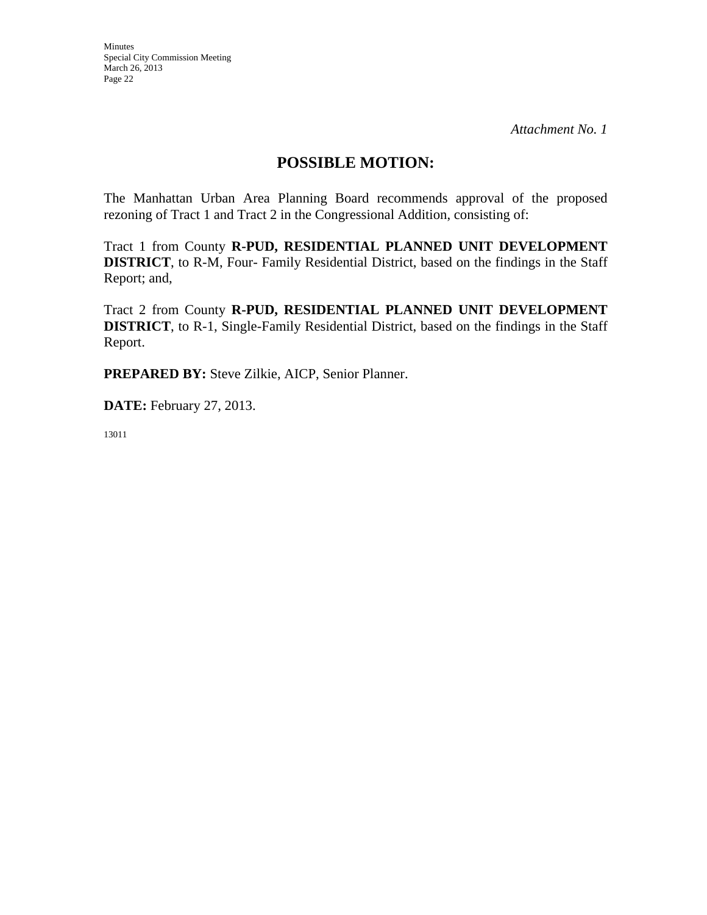*Attachment No. 1*

## POSSIBLE MOTION:

The Manhattan Urban Area Planning Board recommends approval of the proposed rezoning of Tract 1 and Tract 2 in the Congressional Addition, consisting of:

Tract 1 from County **R-PUD, RESIDENTIAL PLANNED UNIT DEVELOPMENT DISTRICT**, to R-M, Four- Family Residential District, based on the findings in the Staff Report; and,

Tract 2 from County **R-PUD, RESIDENTIAL PLANNED UNIT DEVELOPMENT DISTRICT**, to R-1, Single-Family Residential District, based on the findings in the Staff Report.

**PREPARED BY:** Steve Zilkie, AICP, Senior Planner.

**DATE:** February 27, 2013.

13011